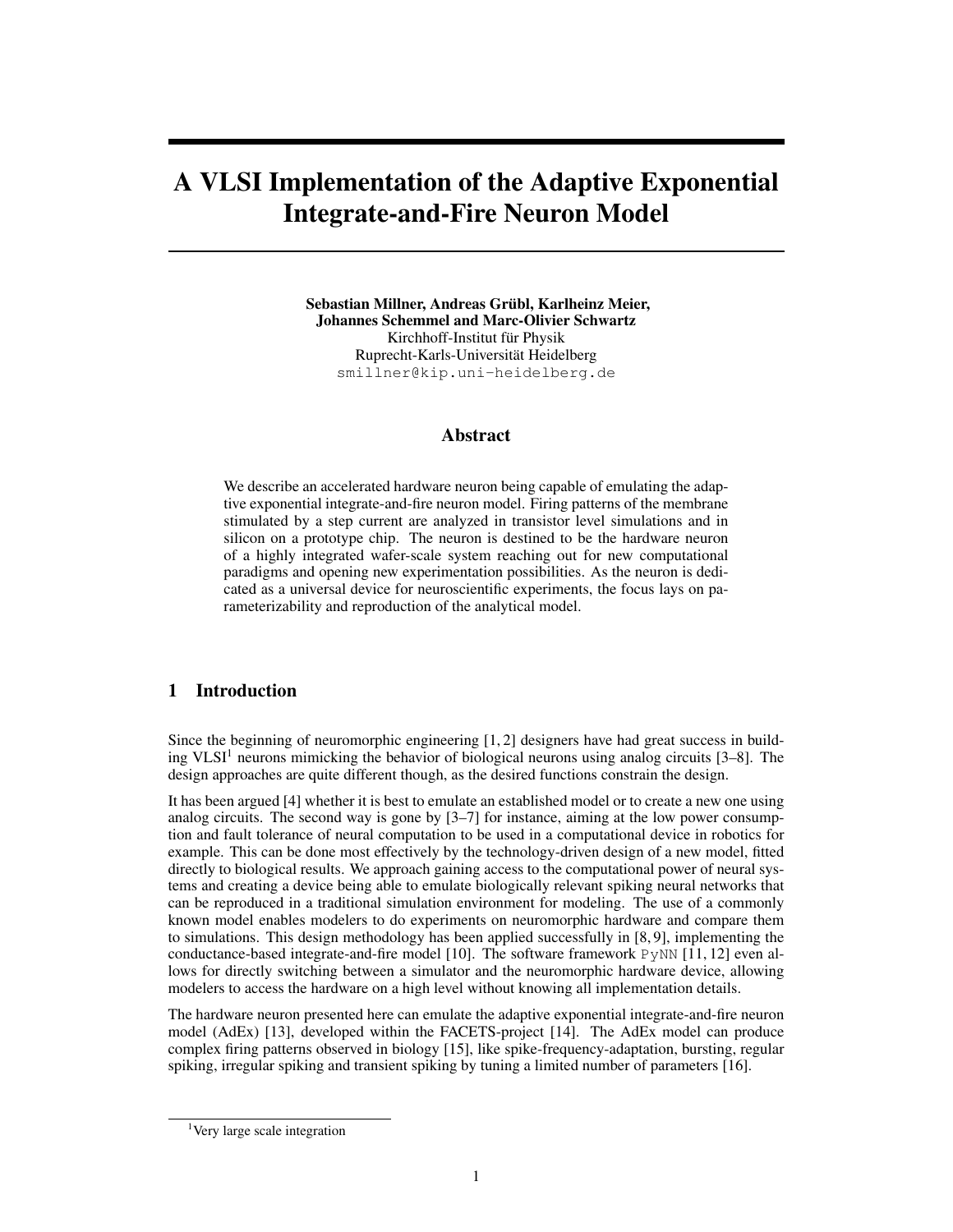# A VLSI Implementation of the Adaptive Exponential Integrate-and-Fire Neuron Model

**Sebastian Millner, Andreas Grübl, Karlheinz Meier, Johannes Schemmel and Marc-Olivier Schwartz**
Kirchhoff-Institut für Physik
Ruprecht-Karls-Universität Heidelberg
smillner@kip.uni-heidelberg.de

## Abstract

We describe an accelerated hardware neuron being capable of emulating the adaptive exponential integrate-and-fire neuron model. Firing patterns of the membrane stimulated by a step current are analyzed in transistor level simulations and in silicon on a prototype chip. The neuron is destined to be the hardware neuron of a highly integrated wafer-scale system reaching out for new computational paradigms and opening new experimentation possibilities. As the neuron is dedicated as a universal device for neuroscientific experiments, the focus lays on parameterizability and reproduction of the analytical model.

## 1 Introduction

Since the beginning of neuromorphic engineering [1, 2] designers have had great success in building VLSI[1] neurons mimicking the behavior of biological neurons using analog circuits [3–8]. The design approaches are quite different though, as the desired functions constrain the design.

It has been argued [4] whether it is best to emulate an established model or to create a new one using analog circuits. The second way is gone by [3–7] for instance, aiming at the low power consumption and fault tolerance of neural computation to be used in a computational device in robotics for example. This can be done most effectively by the technology-driven design of a new model, fitted directly to biological results. We approach gaining access to the computational power of neural systems and creating a device being able to emulate biologically relevant spiking neural networks that can be reproduced in a traditional simulation environment for modeling. The use of a commonly known model enables modelers to do experiments on neuromorphic hardware and compare them to simulations. This design methodology has been applied successfully in [8, 9], implementing the conductance-based integrate-and-fire model [10]. The software framework PyNN [11, 12] even allows for directly switching between a simulator and the neuromorphic hardware device, allowing modelers to access the hardware on a high level without knowing all implementation details.

The hardware neuron presented here can emulate the adaptive exponential integrate-and-fire neuron model (AdEx) [13], developed within the FACETS-project [14]. The AdEx model can produce complex firing patterns observed in biology [15], like spike-frequency-adaptation, bursting, regular spiking, irregular spiking and transient spiking by tuning a limited number of parameters [16].

[1] Very large scale integration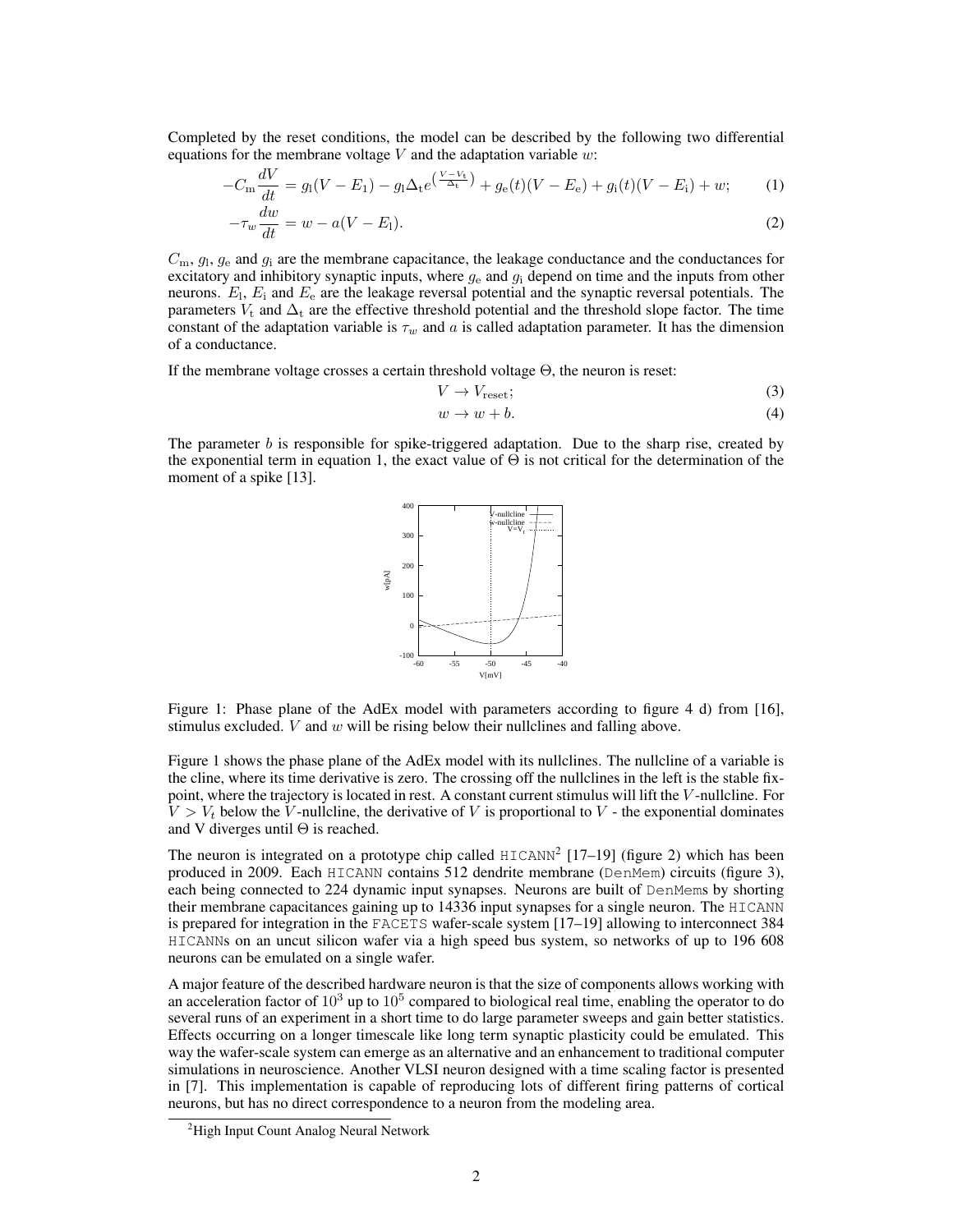Completed by the reset conditions, the model can be described by the following two differential equations for the membrane voltage $V$ and the adaptation variable $w$:

$$-C_{\mathrm{m}} \frac{dV}{dt} = g_{\mathrm{l}}(V - E_1) - g_{\mathrm{l}} \Delta_{\mathrm{t}} e^{\left(\frac{V - V_{\mathrm{t}}}{\Delta_{\mathrm{t}}}\right)} + g_{\mathrm{e}}(t)(V - E_{\mathrm{e}}) + g_{\mathrm{i}}(t)(V - E_{\mathrm{i}}) + w; \tag{1}$$

$$-\tau_w \frac{dw}{dt} = w - a(V - E_{\mathrm{l}}). \tag{2}$$

$C_{\mathrm{m}}$, $g_{\mathrm{l}}$, $g_{\mathrm{e}}$ and $g_{\mathrm{i}}$ are the membrane capacitance, the leakage conductance and the conductances for excitatory and inhibitory synaptic inputs, where $g_{\mathrm{e}}$ and $g_{\mathrm{i}}$ depend on time and the inputs from other neurons. $E_{\mathrm{l}}$, $E_{\mathrm{i}}$ and $E_{\mathrm{e}}$ are the leakage reversal potential and the synaptic reversal potentials. The parameters $V_{\mathrm{t}}$ and $\Delta_{\mathrm{t}}$ are the effective threshold potential and the threshold slope factor. The time constant of the adaptation variable is $\tau_w$ and $a$ is called adaptation parameter. It has the dimension of a conductance.

If the membrane voltage crosses a certain threshold voltage $\Theta$, the neuron is reset:

$$V \rightarrow V_{\mathrm{reset}}; \tag{3}$$

$$w \rightarrow w + b. \tag{4}$$

The parameter $b$ is responsible for spike-triggered adaptation. Due to the sharp rise, created by the exponential term in equation 1, the exact value of $\Theta$ is not critical for the determination of the moment of a spike [13].

400
300
200
100
0
-100
w[pA]
-60 -55 -50 -45 -40
V[mV]
V-nullcline
w-nullcline
V=V$_t$

Figure 1: Phase plane of the AdEx model with parameters according to figure 4 d) from [16], stimulus excluded. $V$ and $w$ will be rising below their nullclines and falling above.

Figure 1 shows the phase plane of the AdEx model with its nullclines. The nullcline of a variable is the cline, where its time derivative is zero. The crossing off the nullclines in the left is the stable fixpoint, where the trajectory is located in rest. A constant current stimulus will lift the $V$-nullcline. For $V > V_t$ below the $V$-nullcline, the derivative of $V$ is proportional to $V$ - the exponential dominates and V diverges until $\Theta$ is reached.

The neuron is integrated on a prototype chip called HICANN[2] [17–19] (figure 2) which has been produced in 2009. Each HICANN contains 512 dendrite membrane (DenMem) circuits (figure 3), each being connected to 224 dynamic input synapses. Neurons are built of DenMems by shorting their membrane capacitances gaining up to 14336 input synapses for a single neuron. The HICANN is prepared for integration in the FACETS wafer-scale system [17–19] allowing to interconnect 384 HICANNs on an uncut silicon wafer via a high speed bus system, so networks of up to 196 608 neurons can be emulated on a single wafer.

A major feature of the described hardware neuron is that the size of components allows working with an acceleration factor of $10^3$ up to $10^5$ compared to biological real time, enabling the operator to do several runs of an experiment in a short time to do large parameter sweeps and gain better statistics. Effects occurring on a longer timescale like long term synaptic plasticity could be emulated. This way the wafer-scale system can emerge as an alternative and an enhancement to traditional computer simulations in neuroscience. Another VLSI neuron designed with a time scaling factor is presented in [7]. This implementation is capable of reproducing lots of different firing patterns of cortical neurons, but has no direct correspondence to a neuron from the modeling area.

[2] High Input Count Analog Neural Network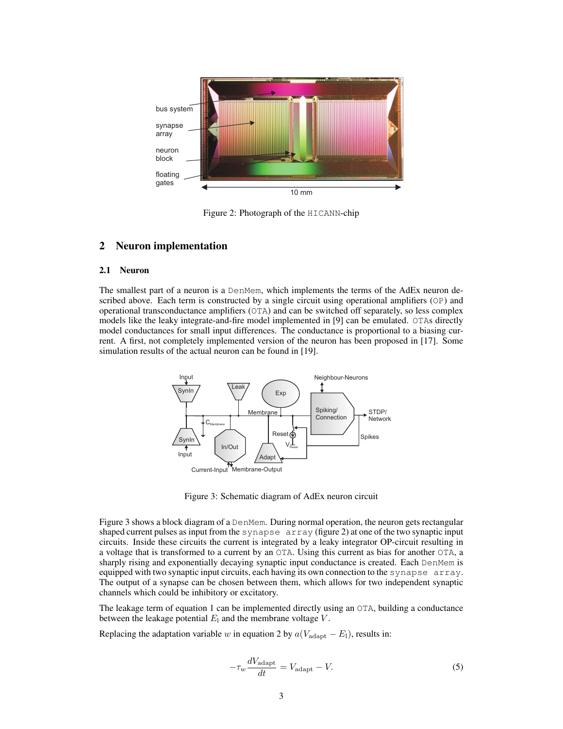bus system

synapse array

neuron block

floating gates

10 mm

Figure 2: Photograph of the HICANN-chip

## 2 Neuron implementation

### 2.1 Neuron

The smallest part of a neuron is a DenMem, which implements the terms of the AdEx neuron described above. Each term is constructed by a single circuit using operational amplifiers (OP) and operational transconductance amplifiers (OTA) and can be switched off separately, so less complex models like the leaky integrate-and-fire model implemented in [9] can be emulated. OTAs directly model conductances for small input differences. The conductance is proportional to a biasing current. A first, not completely implemented version of the neuron has been proposed in [17]. Some simulation results of the actual neuron can be found in [19].

Input

SynIn

Leak

Exp

Neighbour-Neurons

Membrane

Spiking/ Connection

STDP/ Network

$C_{Membrane}$

Reset

$V_{Reset}$

Spikes

SynIn

In/Out

Adapt

Input

Current-Input

Membrane-Output

Figure 3: Schematic diagram of AdEx neuron circuit

Figure 3 shows a block diagram of a DenMem. During normal operation, the neuron gets rectangular shaped current pulses as input from the synapse array (figure 2) at one of the two synaptic input circuits. Inside these circuits the current is integrated by a leaky integrator OP-circuit resulting in a voltage that is transformed to a current by an OTA. Using this current as bias for another OTA, a sharply rising and exponentially decaying synaptic input conductance is created. Each DenMem is equipped with two synaptic input circuits, each having its own connection to the synapse array. The output of a synapse can be chosen between them, which allows for two independent synaptic channels which could be inhibitory or excitatory.

The leakage term of equation 1 can be implemented directly using an OTA, building a conductance between the leakage potential $E_l$ and the membrane voltage $V$.

Replacing the adaptation variable $w$ in equation 2 by $a(V_{adapt} - E_l)$, results in:

$$-\tau_w \frac{dV_{adapt}}{dt} = V_{adapt} - V. \tag{5}$$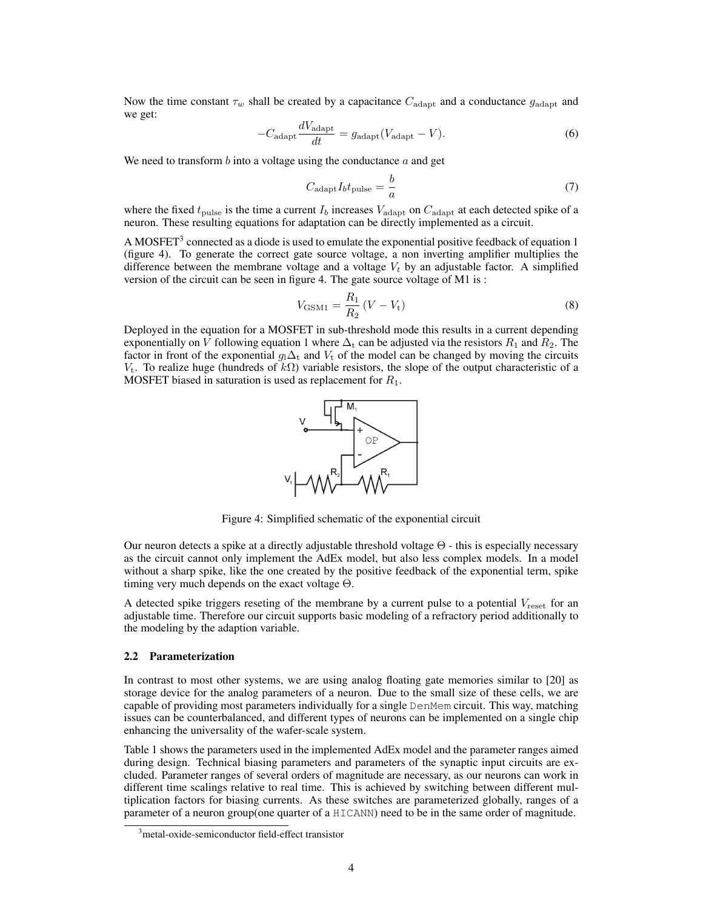Now the time constant $\tau_w$ shall be created by a capacitance $C_{\text{adapt}}$ and a conductance $g_{\text{adapt}}$ and we get:

$$-C_{\text{adapt}} \frac{dV_{\text{adapt}}}{dt} = g_{\text{adapt}}(V_{\text{adapt}} - V). \tag{6}$$

We need to transform $b$ into a voltage using the conductance $a$ and get

$$C_{\text{adapt}} I_b t_{\text{pulse}} = \frac{b}{a} \tag{7}$$

where the fixed $t_{\text{pulse}}$ is the time a current $I_b$ increases $V_{\text{adapt}}$ on $C_{\text{adapt}}$ at each detected spike of a neuron. These resulting equations for adaptation can be directly implemented as a circuit.

A MOSFET[3] connected as a diode is used to emulate the exponential positive feedback of equation 1 (figure 4). To generate the correct gate source voltage, a non inverting amplifier multiplies the difference between the membrane voltage and a voltage $V_t$ by an adjustable factor. A simplified version of the circuit can be seen in figure 4. The gate source voltage of M1 is :

$$V_{\text{GSM1}} = \frac{R_1}{R_2} (V - V_{\text{t}}) \tag{8}$$

Deployed in the equation for a MOSFET in sub-threshold mode this results in a current depending exponentially on $V$ following equation 1 where $\Delta_{\text{t}}$ can be adjusted via the resistors $R_1$ and $R_2$. The factor in front of the exponential $g_l \Delta_{\text{t}}$ and $V_{\text{t}}$ of the model can be changed by moving the circuits $V_{\text{t}}$. To realize huge (hundreds of $k\Omega$) variable resistors, the slope of the output characteristic of a MOSFET biased in saturation is used as replacement for $R_1$.

M1
V
+
OP
-
Vt
R2
R1

Figure 4: Simplified schematic of the exponential circuit

Our neuron detects a spike at a directly adjustable threshold voltage $\Theta$ - this is especially necessary as the circuit cannot only implement the AdEx model, but also less complex models. In a model without a sharp spike, like the one created by the positive feedback of the exponential term, spike timing very much depends on the exact voltage $\Theta$.

A detected spike triggers reseting of the membrane by a current pulse to a potential $V_{\text{reset}}$ for an adjustable time. Therefore our circuit supports basic modeling of a refractory period additionally to the modeling by the adaption variable.

### 2.2 Parameterization

In contrast to most other systems, we are using analog floating gate memories similar to [20] as storage device for the analog parameters of a neuron. Due to the small size of these cells, we are capable of providing most parameters individually for a single `DenMem` circuit. This way, matching issues can be counterbalanced, and different types of neurons can be implemented on a single chip enhancing the universality of the wafer-scale system.

Table 1 shows the parameters used in the implemented AdEx model and the parameter ranges aimed during design. Technical biasing parameters and parameters of the synaptic input circuits are excluded. Parameter ranges of several orders of magnitude are necessary, as our neurons can work in different time scalings relative to real time. This is achieved by switching between different multiplication factors for biasing currents. As these switches are parameterized globally, ranges of a parameter of a neuron group(one quarter of a `HICANN`) need to be in the same order of magnitude.

[3] metal-oxide-semiconductor field-effect transistor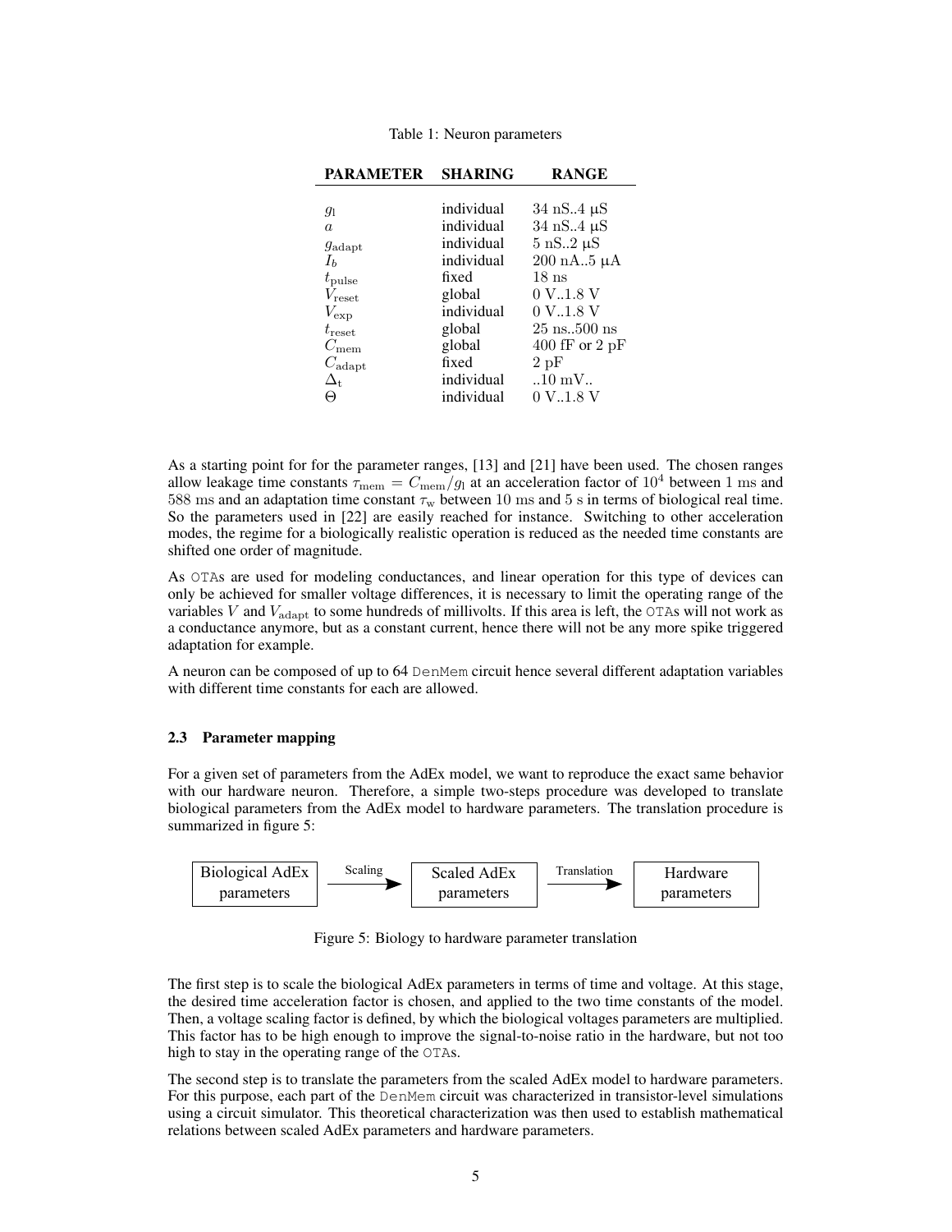Table 1: Neuron parameters

| PARAMETER | SHARING | RANGE |
| --- | --- | --- |
| $g_l$ | individual | 34 nS..4 µS |
| $a$ | individual | 34 nS..4 µS |
| $g_{adapt}$ | individual | 5 nS..2 µS |
| $I_b$ | individual | 200 nA..5 µA |
| $t_{pulse}$ | fixed | 18 ns |
| $V_{reset}$ | global | 0 V..1.8 V |
| $V_{exp}$ | individual | 0 V..1.8 V |
| $t_{reset}$ | global | 25 ns..500 ns |
| $C_{mem}$ | global | 400 fF or 2 pF |
| $C_{adapt}$ | fixed | 2 pF |
| $\Delta_t$ | individual | ..10 mV.. |
| $\Theta$ | individual | 0 V..1.8 V |

As a starting point for for the parameter ranges, [13] and [21] have been used. The chosen ranges allow leakage time constants $\tau_{mem} = C_{mem}/g_l$ at an acceleration factor of $10^4$ between 1 ms and 588 ms and an adaptation time constant $\tau_w$ between 10 ms and 5 s in terms of biological real time. So the parameters used in [22] are easily reached for instance. Switching to other acceleration modes, the regime for a biologically realistic operation is reduced as the needed time constants are shifted one order of magnitude.

As OTAs are used for modeling conductances, and linear operation for this type of devices can only be achieved for smaller voltage differences, it is necessary to limit the operating range of the variables $V$ and $V_{adapt}$ to some hundreds of millivolts. If this area is left, the OTAs will not work as a conductance anymore, but as a constant current, hence there will not be any more spike triggered adaptation for example.

A neuron can be composed of up to 64 DenMem circuit hence several different adaptation variables with different time constants for each are allowed.

### 2.3 Parameter mapping

For a given set of parameters from the AdEx model, we want to reproduce the exact same behavior with our hardware neuron. Therefore, a simple two-steps procedure was developed to translate biological parameters from the AdEx model to hardware parameters. The translation procedure is summarized in figure 5:

Biological AdEx parameters → Scaling → Scaled AdEx parameters → Translation → Hardware parameters

Figure 5: Biology to hardware parameter translation

The first step is to scale the biological AdEx parameters in terms of time and voltage. At this stage, the desired time acceleration factor is chosen, and applied to the two time constants of the model. Then, a voltage scaling factor is defined, by which the biological voltages parameters are multiplied. This factor has to be high enough to improve the signal-to-noise ratio in the hardware, but not too high to stay in the operating range of the OTAs.

The second step is to translate the parameters from the scaled AdEx model to hardware parameters. For this purpose, each part of the DenMem circuit was characterized in transistor-level simulations using a circuit simulator. This theoretical characterization was then used to establish mathematical relations between scaled AdEx parameters and hardware parameters.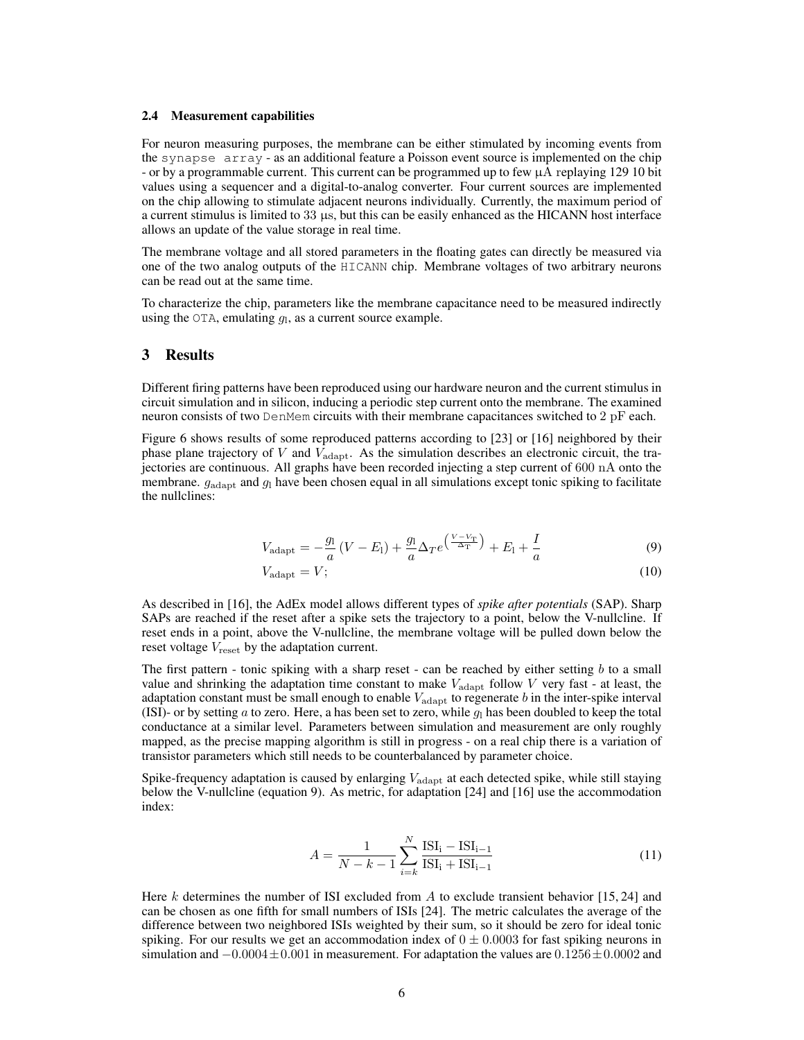### 2.4 Measurement capabilities

For neuron measuring purposes, the membrane can be either stimulated by incoming events from the synapse array - as an additional feature a Poisson event source is implemented on the chip - or by a programmable current. This current can be programmed up to few μA replaying 129 10 bit values using a sequencer and a digital-to-analog converter. Four current sources are implemented on the chip allowing to stimulate adjacent neurons individually. Currently, the maximum period of a current stimulus is limited to 33 μs, but this can be easily enhanced as the HICANN host interface allows an update of the value storage in real time.

The membrane voltage and all stored parameters in the floating gates can directly be measured via one of the two analog outputs of the HICANN chip. Membrane voltages of two arbitrary neurons can be read out at the same time.

To characterize the chip, parameters like the membrane capacitance need to be measured indirectly using the OTA, emulating $g_\mathrm{l}$, as a current source example.

## 3 Results

Different firing patterns have been reproduced using our hardware neuron and the current stimulus in circuit simulation and in silicon, inducing a periodic step current onto the membrane. The examined neuron consists of two DenMem circuits with their membrane capacitances switched to 2 pF each.

Figure 6 shows results of some reproduced patterns according to [23] or [16] neighbored by their phase plane trajectory of $V$ and $V_\mathrm{adapt}$. As the simulation describes an electronic circuit, the trajectories are continuous. All graphs have been recorded injecting a step current of 600 nA onto the membrane. $g_\mathrm{adapt}$ and $g_\mathrm{l}$ have been chosen equal in all simulations except tonic spiking to facilitate the nullclines:

$$V_\mathrm{adapt} = -\frac{g_\mathrm{l}}{a}\left(V - E_\mathrm{l}\right) + \frac{g_\mathrm{l}}{a}\Delta_T e^{\left(\frac{V - V_\mathrm{T}}{\Delta_\mathrm{T}}\right)} + E_\mathrm{l} + \frac{I}{a} \tag{9}$$

$$V_\mathrm{adapt} = V; \tag{10}$$

As described in [16], the AdEx model allows different types of *spike after potentials* (SAP). Sharp SAPs are reached if the reset after a spike sets the trajectory to a point, below the V-nullcline. If reset ends in a point, above the V-nullcline, the membrane voltage will be pulled down below the reset voltage $V_\mathrm{reset}$ by the adaptation current.

The first pattern - tonic spiking with a sharp reset - can be reached by either setting $b$ to a small value and shrinking the adaptation time constant to make $V_\mathrm{adapt}$ follow $V$ very fast - at least, the adaptation constant must be small enough to enable $V_\mathrm{adapt}$ to regenerate $b$ in the inter-spike interval (ISI)- or by setting $a$ to zero. Here, a has been set to zero, while $g_\mathrm{l}$ has been doubled to keep the total conductance at a similar level. Parameters between simulation and measurement are only roughly mapped, as the precise mapping algorithm is still in progress - on a real chip there is a variation of transistor parameters which still needs to be counterbalanced by parameter choice.

Spike-frequency adaptation is caused by enlarging $V_\mathrm{adapt}$ at each detected spike, while still staying below the V-nullcline (equation 9). As metric, for adaptation [24] and [16] use the accommodation index:

$$A = \frac{1}{N - k - 1}\sum_{i=k}^{N}\frac{\mathrm{ISI_i} - \mathrm{ISI_{i-1}}}{\mathrm{ISI_i} + \mathrm{ISI_{i-1}}} \tag{11}$$

Here $k$ determines the number of ISI excluded from $A$ to exclude transient behavior [15, 24] and can be chosen as one fifth for small numbers of ISIs [24]. The metric calculates the average of the difference between two neighbored ISIs weighted by their sum, so it should be zero for ideal tonic spiking. For our results we get an accommodation index of $0 \pm 0.0003$ for fast spiking neurons in simulation and $-0.0004 \pm 0.001$ in measurement. For adaptation the values are $0.1256 \pm 0.0002$ and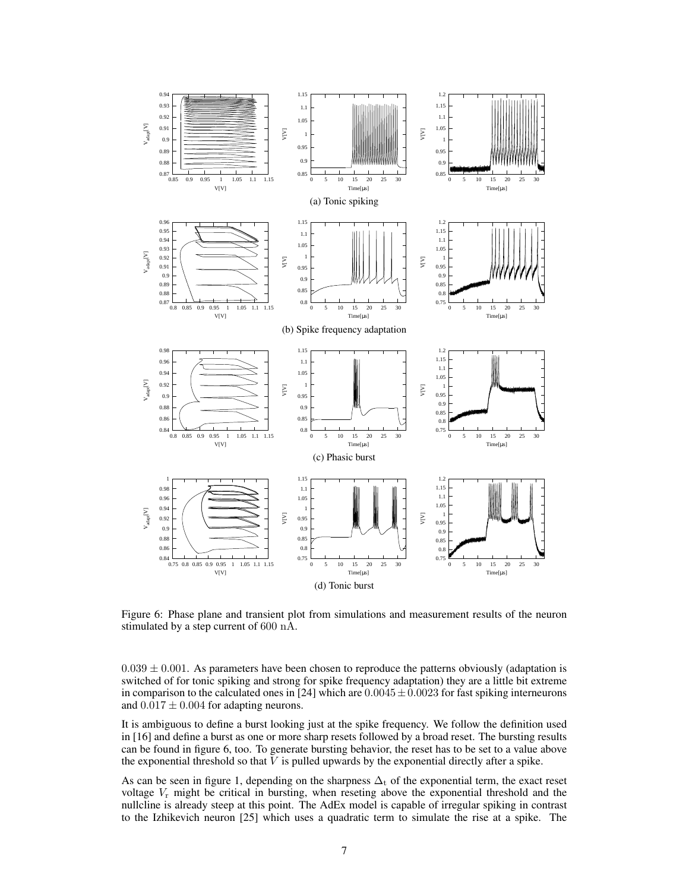V$_{adapt}$[V]

V[V]

Time[µs]

(a) Tonic spiking

(b) Spike frequency adaptation

(c) Phasic burst

(d) Tonic burst

Figure 6: Phase plane and transient plot from simulations and measurement results of the neuron stimulated by a step current of $600\ \mathrm{nA}$.

$0.039 \pm 0.001$. As parameters have been chosen to reproduce the patterns obviously (adaptation is switched of for tonic spiking and strong for spike frequency adaptation) they are a little bit extreme in comparison to the calculated ones in [24] which are $0.0045 \pm 0.0023$ for fast spiking interneurons and $0.017 \pm 0.004$ for adapting neurons.

It is ambiguous to define a burst looking just at the spike frequency. We follow the definition used in [16] and define a burst as one or more sharp resets followed by a broad reset. The bursting results can be found in figure 6, too. To generate bursting behavior, the reset has to be set to a value above the exponential threshold so that $V$ is pulled upwards by the exponential directly after a spike.

As can be seen in figure 1, depending on the sharpness $\Delta_t$ of the exponential term, the exact reset voltage $V_r$ might be critical in bursting, when reseting above the exponential threshold and the nullcline is already steep at this point. The AdEx model is capable of irregular spiking in contrast to the Izhikevich neuron [25] which uses a quadratic term to simulate the rise at a spike. The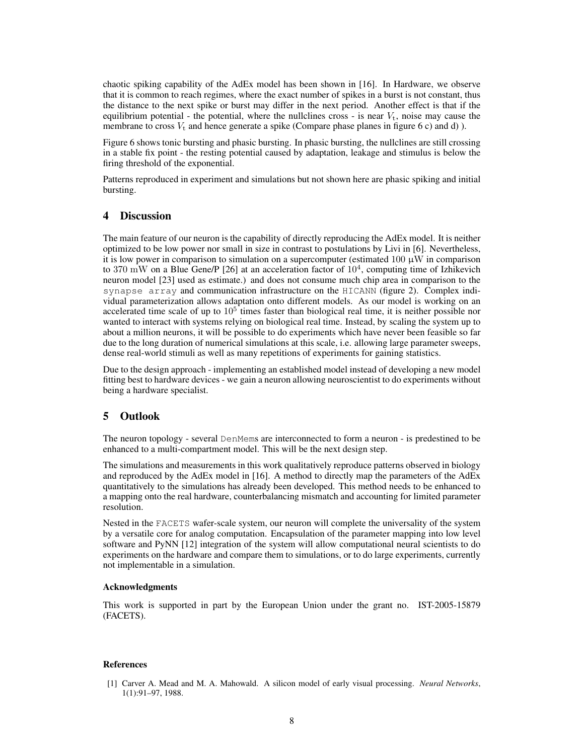chaotic spiking capability of the AdEx model has been shown in [16]. In Hardware, we observe that it is common to reach regimes, where the exact number of spikes in a burst is not constant, thus the distance to the next spike or burst may differ in the next period. Another effect is that if the equilibrium potential - the potential, where the nullclines cross - is near $V_t$, noise may cause the membrane to cross $V_t$ and hence generate a spike (Compare phase planes in figure 6 c) and d) ).

Figure 6 shows tonic bursting and phasic bursting. In phasic bursting, the nullclines are still crossing in a stable fix point - the resting potential caused by adaptation, leakage and stimulus is below the firing threshold of the exponential.

Patterns reproduced in experiment and simulations but not shown here are phasic spiking and initial bursting.

## 4 Discussion

The main feature of our neuron is the capability of directly reproducing the AdEx model. It is neither optimized to be low power nor small in size in contrast to postulations by Livi in [6]. Nevertheless, it is low power in comparison to simulation on a supercomputer (estimated $100\ \mu W$ in comparison to $370\ mW$ on a Blue Gene/P [26] at an acceleration factor of $10^4$, computing time of Izhikevich neuron model [23] used as estimate.) and does not consume much chip area in comparison to the `synapse array` and communication infrastructure on the `HICANN` (figure 2). Complex individual parameterization allows adaptation onto different models. As our model is working on an accelerated time scale of up to $10^5$ times faster than biological real time, it is neither possible nor wanted to interact with systems relying on biological real time. Instead, by scaling the system up to about a million neurons, it will be possible to do experiments which have never been feasible so far due to the long duration of numerical simulations at this scale, i.e. allowing large parameter sweeps, dense real-world stimuli as well as many repetitions of experiments for gaining statistics.

Due to the design approach - implementing an established model instead of developing a new model fitting best to hardware devices - we gain a neuron allowing neuroscientist to do experiments without being a hardware specialist.

## 5 Outlook

The neuron topology - several `DenMem`s are interconnected to form a neuron - is predestined to be enhanced to a multi-compartment model. This will be the next design step.

The simulations and measurements in this work qualitatively reproduce patterns observed in biology and reproduced by the AdEx model in [16]. A method to directly map the parameters of the AdEx quantitatively to the simulations has already been developed. This method needs to be enhanced to a mapping onto the real hardware, counterbalancing mismatch and accounting for limited parameter resolution.

Nested in the `FACETS` wafer-scale system, our neuron will complete the universality of the system by a versatile core for analog computation. Encapsulation of the parameter mapping into low level software and PyNN [12] integration of the system will allow computational neural scientists to do experiments on the hardware and compare them to simulations, or to do large experiments, currently not implementable in a simulation.

#### Acknowledgments

This work is supported in part by the European Union under the grant no. IST-2005-15879 (FACETS).

#### References

[1] Carver A. Mead and M. A. Mahowald. A silicon model of early visual processing. *Neural Networks*, 1(1):91–97, 1988.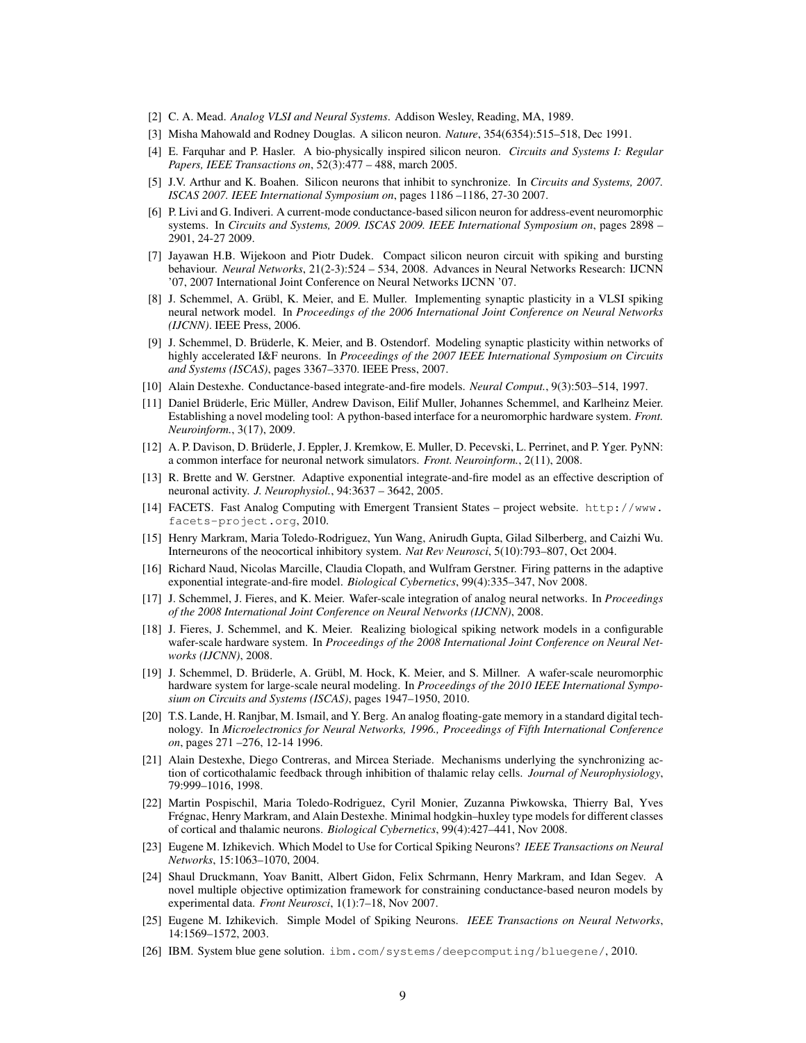[2] C. A. Mead. *Analog VLSI and Neural Systems*. Addison Wesley, Reading, MA, 1989.

[3] Misha Mahowald and Rodney Douglas. A silicon neuron. *Nature*, 354(6354):515–518, Dec 1991.

[4] E. Farquhar and P. Hasler. A bio-physically inspired silicon neuron. *Circuits and Systems I: Regular Papers, IEEE Transactions on*, 52(3):477 – 488, march 2005.

[5] J.V. Arthur and K. Boahen. Silicon neurons that inhibit to synchronize. In *Circuits and Systems, 2007. ISCAS 2007. IEEE International Symposium on*, pages 1186 –1186, 27-30 2007.

[6] P. Livi and G. Indiveri. A current-mode conductance-based silicon neuron for address-event neuromorphic systems. In *Circuits and Systems, 2009. ISCAS 2009. IEEE International Symposium on*, pages 2898 – 2901, 24-27 2009.

[7] Jayawan H.B. Wijekoon and Piotr Dudek. Compact silicon neuron circuit with spiking and bursting behaviour. *Neural Networks*, 21(2-3):524 – 534, 2008. Advances in Neural Networks Research: IJCNN '07, 2007 International Joint Conference on Neural Networks IJCNN '07.

[8] J. Schemmel, A. Grübl, K. Meier, and E. Muller. Implementing synaptic plasticity in a VLSI spiking neural network model. In *Proceedings of the 2006 International Joint Conference on Neural Networks (IJCNN)*. IEEE Press, 2006.

[9] J. Schemmel, D. Brüderle, K. Meier, and B. Ostendorf. Modeling synaptic plasticity within networks of highly accelerated I&F neurons. In *Proceedings of the 2007 IEEE International Symposium on Circuits and Systems (ISCAS)*, pages 3367–3370. IEEE Press, 2007.

[10] Alain Destexhe. Conductance-based integrate-and-fire models. *Neural Comput.*, 9(3):503–514, 1997.

[11] Daniel Brüderle, Eric Müller, Andrew Davison, Eilif Muller, Johannes Schemmel, and Karlheinz Meier. Establishing a novel modeling tool: A python-based interface for a neuromorphic hardware system. *Front. Neuroinform.*, 3(17), 2009.

[12] A. P. Davison, D. Brüderle, J. Eppler, J. Kremkow, E. Muller, D. Pecevski, L. Perrinet, and P. Yger. PyNN: a common interface for neuronal network simulators. *Front. Neuroinform.*, 2(11), 2008.

[13] R. Brette and W. Gerstner. Adaptive exponential integrate-and-fire model as an effective description of neuronal activity. *J. Neurophysiol.*, 94:3637 – 3642, 2005.

[14] FACETS. Fast Analog Computing with Emergent Transient States – project website. http://www.facets-project.org, 2010.

[15] Henry Markram, Maria Toledo-Rodriguez, Yun Wang, Anirudh Gupta, Gilad Silberberg, and Caizhi Wu. Interneurons of the neocortical inhibitory system. *Nat Rev Neurosci*, 5(10):793–807, Oct 2004.

[16] Richard Naud, Nicolas Marcille, Claudia Clopath, and Wulfram Gerstner. Firing patterns in the adaptive exponential integrate-and-fire model. *Biological Cybernetics*, 99(4):335–347, Nov 2008.

[17] J. Schemmel, J. Fieres, and K. Meier. Wafer-scale integration of analog neural networks. In *Proceedings of the 2008 International Joint Conference on Neural Networks (IJCNN)*, 2008.

[18] J. Fieres, J. Schemmel, and K. Meier. Realizing biological spiking network models in a configurable wafer-scale hardware system. In *Proceedings of the 2008 International Joint Conference on Neural Networks (IJCNN)*, 2008.

[19] J. Schemmel, D. Brüderle, A. Grübl, M. Hock, K. Meier, and S. Millner. A wafer-scale neuromorphic hardware system for large-scale neural modeling. In *Proceedings of the 2010 IEEE International Symposium on Circuits and Systems (ISCAS)*, pages 1947–1950, 2010.

[20] T.S. Lande, H. Ranjbar, M. Ismail, and Y. Berg. An analog floating-gate memory in a standard digital technology. In *Microelectronics for Neural Networks, 1996., Proceedings of Fifth International Conference on*, pages 271 –276, 12-14 1996.

[21] Alain Destexhe, Diego Contreras, and Mircea Steriade. Mechanisms underlying the synchronizing action of corticothalamic feedback through inhibition of thalamic relay cells. *Journal of Neurophysiology*, 79:999–1016, 1998.

[22] Martin Pospischil, Maria Toledo-Rodriguez, Cyril Monier, Zuzanna Piwkowska, Thierry Bal, Yves Frégnac, Henry Markram, and Alain Destexhe. Minimal hodgkin–huxley type models for different classes of cortical and thalamic neurons. *Biological Cybernetics*, 99(4):427–441, Nov 2008.

[23] Eugene M. Izhikevich. Which Model to Use for Cortical Spiking Neurons? *IEEE Transactions on Neural Networks*, 15:1063–1070, 2004.

[24] Shaul Druckmann, Yoav Banitt, Albert Gidon, Felix Schrmann, Henry Markram, and Idan Segev. A novel multiple objective optimization framework for constraining conductance-based neuron models by experimental data. *Front Neurosci*, 1(1):7–18, Nov 2007.

[25] Eugene M. Izhikevich. Simple Model of Spiking Neurons. *IEEE Transactions on Neural Networks*, 14:1569–1572, 2003.

[26] IBM. System blue gene solution. ibm.com/systems/deepcomputing/bluegene/, 2010.